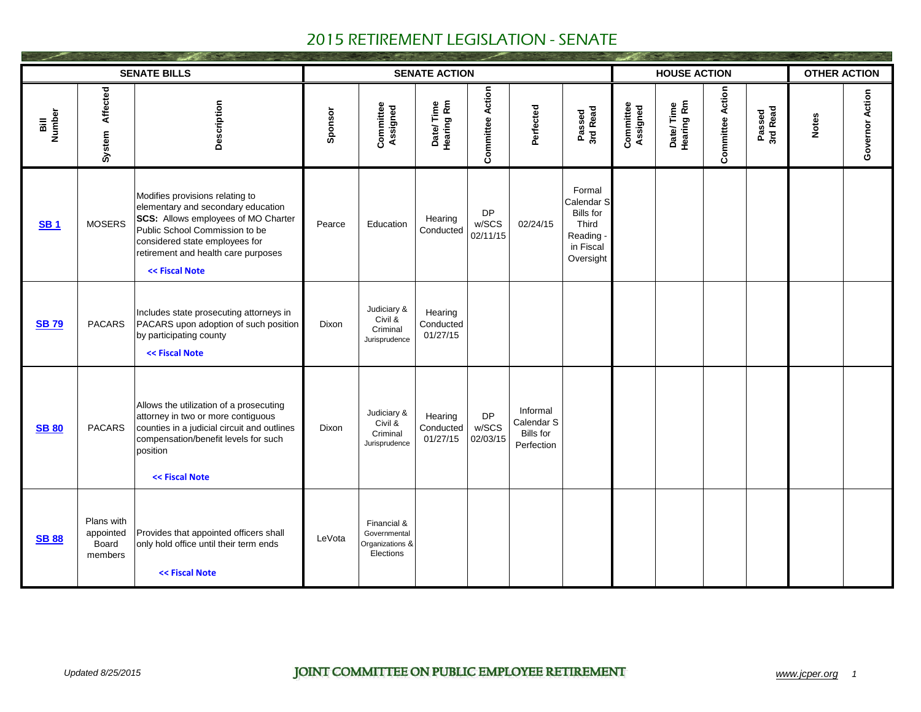# 2015 RETIREMENT LEGISLATION - SENATE

| SENATE BILLS | | | SENATE ACTION | | | | | | HOUSE ACTION | | | | OTHER ACTION | |
|---|---|---|---|---|---|---|---|---|---|---|---|---|---|---|
| Bill Number | System Affected | Description | Sponsor | Committee Assigned | Date/ Time Hearing Rm | Committee Action | Perfected | Passed 3rd Read | Committee Assigned | Date/ Time Hearing Rm | Committee Action | Passed 3rd Read | Notes | Governor Action |
| **SB 1** | MOSERS | Modifies provisions relating to elementary and secondary education **SCS:** Allows employees of MO Charter Public School Commission to be considered state employees for retirement and health care purposes **<< Fiscal Note** | Pearce | Education | Hearing Conducted | DP w/SCS 02/11/15 | 02/24/15 | Formal Calendar S Bills for Third Reading - in Fiscal Oversight | | | | | | |
| **SB 79** | PACARS | Includes state prosecuting attorneys in PACARS upon adoption of such position by participating county **<< Fiscal Note** | Dixon | Judiciary & Civil & Criminal Jurisprudence | Hearing Conducted 01/27/15 | | | | | | | | | |
| **SB 80** | PACARS | Allows the utilization of a prosecuting attorney in two or more contiguous counties in a judicial circuit and outlines compensation/benefit levels for such position **<< Fiscal Note** | Dixon | Judiciary & Civil & Criminal Jurisprudence | Hearing Conducted 01/27/15 | DP w/SCS 02/03/15 | Informal Calendar S Bills for Perfection | | | | | | | |
| **SB 88** | Plans with appointed Board members | Provides that appointed officers shall only hold office until their term ends **<< Fiscal Note** | LeVota | Financial & Governmental Organizations & Elections | | | | | | | | | | |

*Updated 8/25/2015* JOINT COMMITTEE ON PUBLIC EMPLOYEE RETIREMENT *www.jcper.org*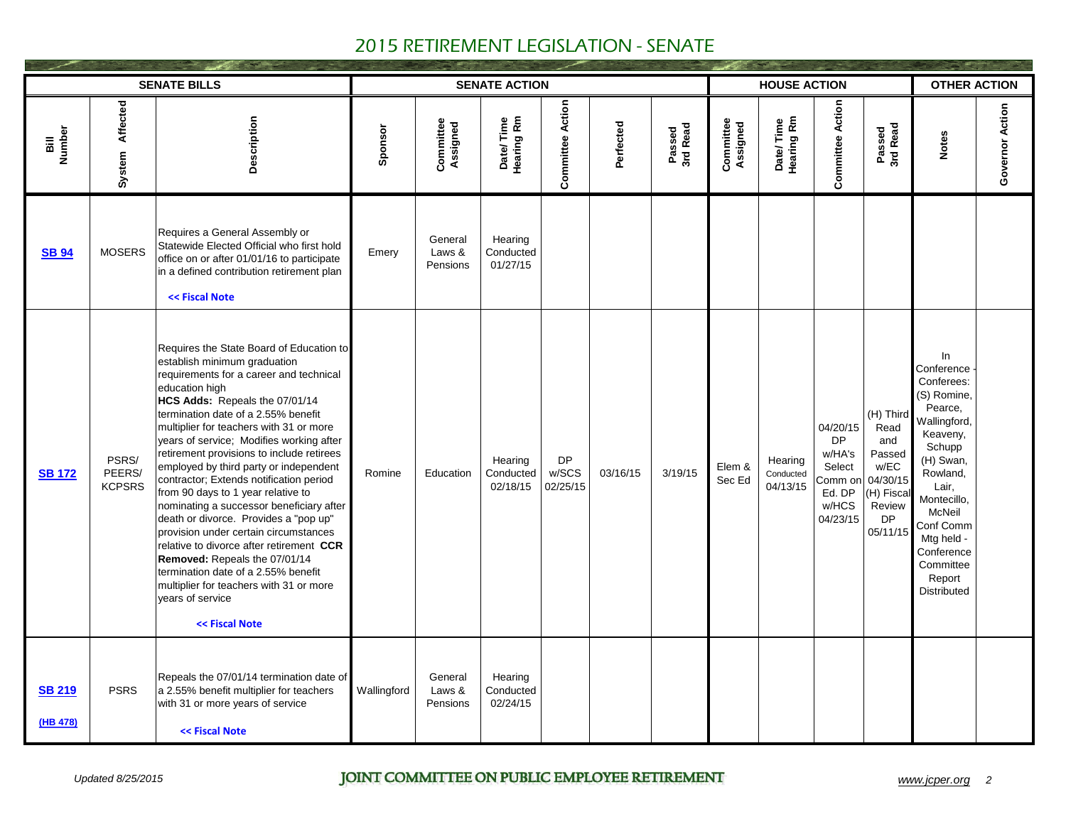# 2015 RETIREMENT LEGISLATION - SENATE

| SENATE BILLS | | | SENATE ACTION | | | | | | HOUSE ACTION | | | | OTHER ACTION | |
|---|---|---|---|---|---|---|---|---|---|---|---|---|---|---|
| Bill Number | System Affected | Description | Sponsor | Committee Assigned | Date/ Time Hearing Rm | Committee Action | Perfected | Passed 3rd Read | Committee Assigned | Date/ Time Hearing Rm | Committee Action | Passed 3rd Read | Notes | Governor Action |
| **SB 94** | MOSERS | Requires a General Assembly or Statewide Elected Official who first hold office on or after 01/01/16 to participate in a defined contribution retirement plan << Fiscal Note | Emery | General Laws & Pensions | Hearing Conducted 01/27/15 | | | | | | | | | |
| **SB 172** | PSRS/ PEERS/ KCPSRS | Requires the State Board of Education to establish minimum graduation requirements for a career and technical education high **HCS Adds:** Repeals the 07/01/14 termination date of a 2.55% benefit multiplier for teachers with 31 or more years of service; Modifies working after retirement provisions to include retirees employed by third party or independent contractor; Extends notification period from 90 days to 1 year relative to nominating a successor beneficiary after death or divorce. Provides a "pop up" provision under certain circumstances relative to divorce after retirement **CCR Removed:** Repeals the 07/01/14 termination date of a 2.55% benefit multiplier for teachers with 31 or more years of service << Fiscal Note | Romine | Education | Hearing Conducted 02/18/15 | DP w/SCS 02/25/15 | 03/16/15 | 3/19/15 | Elem & Sec Ed | Hearing Conducted 04/13/15 | 04/20/15 DP w/HA's Select Comm on Ed. DP w/HCS 04/23/15 | (H) Third Read and Passed w/EC 04/30/15 (H) Fiscal Review DP 05/11/15 | In Conference - Conferees: (S) Romine, Pearce, Wallingford, Keaveny, Schupp (H) Swan, Rowland, Lair, Montecillo, McNeil Conf Comm Mtg held - Conference Committee Report Distributed | |
| **SB 219** (HB 478) | PSRS | Repeals the 07/01/14 termination date of a 2.55% benefit multiplier for teachers with 31 or more years of service << Fiscal Note | Wallingford | General Laws & Pensions | Hearing Conducted 02/24/15 | | | | | | | | | |

*Updated 8/25/2015* JOINT COMMITTEE ON PUBLIC EMPLOYEE RETIREMENT *www.jcper.org*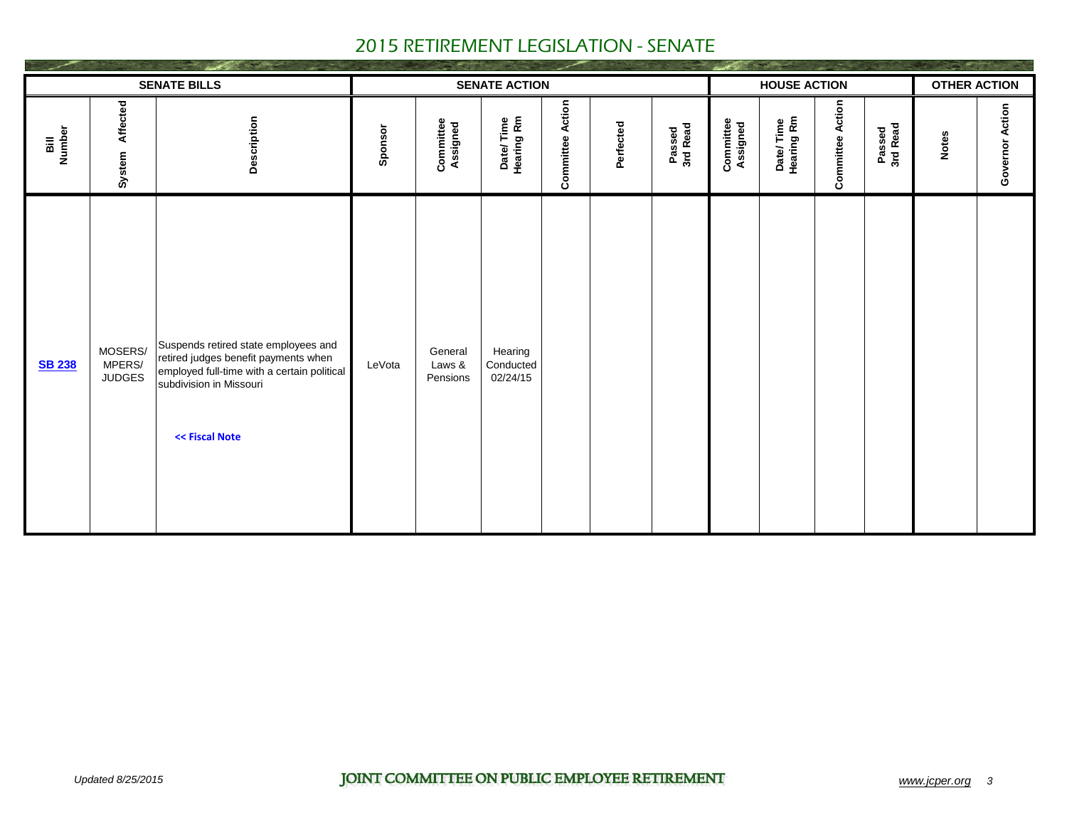# 2015 RETIREMENT LEGISLATION - SENATE

| SENATE BILLS | | | SENATE ACTION | | | | | | HOUSE ACTION | | | | OTHER ACTION | |
|---|---|---|---|---|---|---|---|---|---|---|---|---|---|---|
| Bill Number | System Affected | Description | Sponsor | Committee Assigned | Date/ Time Hearing Rm | Committee Action | Perfected | Passed 3rd Read | Committee Assigned | Date/ Time Hearing Rm | Committee Action | Passed 3rd Read | Notes | Governor Action |
| **SB 238** | MOSERS/ MPERS/ JUDGES | Suspends retired state employees and retired judges benefit payments when employed full-time with a certain political subdivision in Missouri<br><br>**<< Fiscal Note** | LeVota | General Laws & Pensions | Hearing Conducted 02/24/15 | | | | | | | | | |

*Updated 8/25/2015* JOINT COMMITTEE ON PUBLIC EMPLOYEE RETIREMENT *www.jcper.org*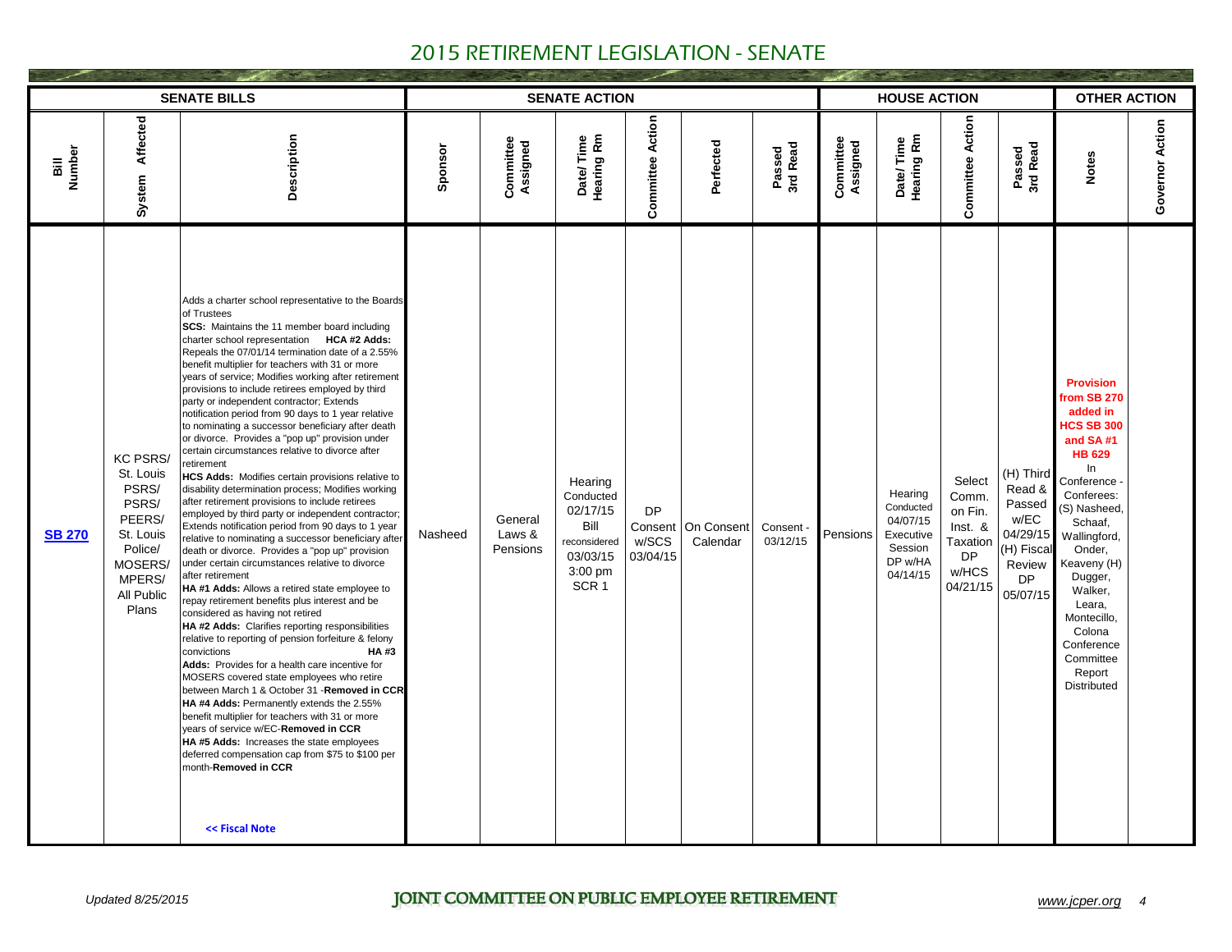# 2015 RETIREMENT LEGISLATION - SENATE

| SENATE BILLS | | | SENATE ACTION | | | | | | HOUSE ACTION | | | | OTHER ACTION | |
|---|---|---|---|---|---|---|---|---|---|---|---|---|---|---|
| Bill Number | System Affected | Description | Sponsor | Committee Assigned | Date/ Time Hearing Rm | Committee Action | Perfected | Passed 3rd Read | Committee Assigned | Date/ Time Hearing Rm | Committee Action | Passed 3rd Read | Notes | Governor Action |
| SB 270 | KC PSRS/ St. Louis PSRS/ PSRS/ PEERS/ St. Louis Police/ MOSERS/ MPERS/ All Public Plans | Adds a charter school representative to the Boards of Trustees **SCS:** Maintains the 11 member board including charter school representation **HCA #2 Adds:** Repeals the 07/01/14 termination date of a 2.55% benefit multiplier for teachers with 31 or more years of service; Modifies working after retirement provisions to include retirees employed by third party or independent contractor; Extends notification period from 90 days to 1 year relative to nominating a successor beneficiary after death or divorce. Provides a "pop up" provision under certain circumstances relative to divorce after retirement **HCS Adds:** Modifies certain provisions relative to disability determination process; Modifies working after retirement provisions to include retirees employed by third party or independent contractor; Extends notification period from 90 days to 1 year relative to nominating a successor beneficiary after death or divorce. Provides a "pop up" provision under certain circumstances relative to divorce after retirement **HA #1 Adds:** Allows a retired state employee to repay retirement benefits plus interest and be considered as having not retired **HA #2 Adds:** Clarifies reporting responsibilities relative to reporting of pension forfeiture & felony convictions **HA #3 Adds:** Provides for a health care incentive for MOSERS covered state employees who retire between March 1 & October 31 -**Removed in CCR** **HA #4 Adds:** Permanently extends the 2.55% benefit multiplier for teachers with 31 or more years of service w/EC-**Removed in CCR** **HA #5 Adds:** Increases the state employees deferred compensation cap from $75 to $100 per month-**Removed in CCR** << Fiscal Note | Nasheed | General Laws & Pensions | Hearing Conducted 02/17/15 Bill reconsidered 03/03/15 3:00 pm SCR 1 | DP Consent w/SCS 03/04/15 | On Consent Calendar | Consent - 03/12/15 | Pensions | Hearing Conducted 04/07/15 Executive Session DP w/HA 04/14/15 | Select Comm. on Fin. Inst. & Taxation DP w/HCS 04/21/15 | (H) Third Read & Passed w/EC 04/29/15 (H) Fiscal Review DP 05/07/15 | **Provision from SB 270 added in HCS SB 300 and SA #1 HB 629** In Conference - Conferees: (S) Nasheed, Schaaf, Wallingford, Onder, Keaveny (H) Dugger, Walker, Leara, Montecillo, Colona Conference Committee Report Distributed | |

*Updated 8/25/2015* JOINT COMMITTEE ON PUBLIC EMPLOYEE RETIREMENT *www.jcper.org*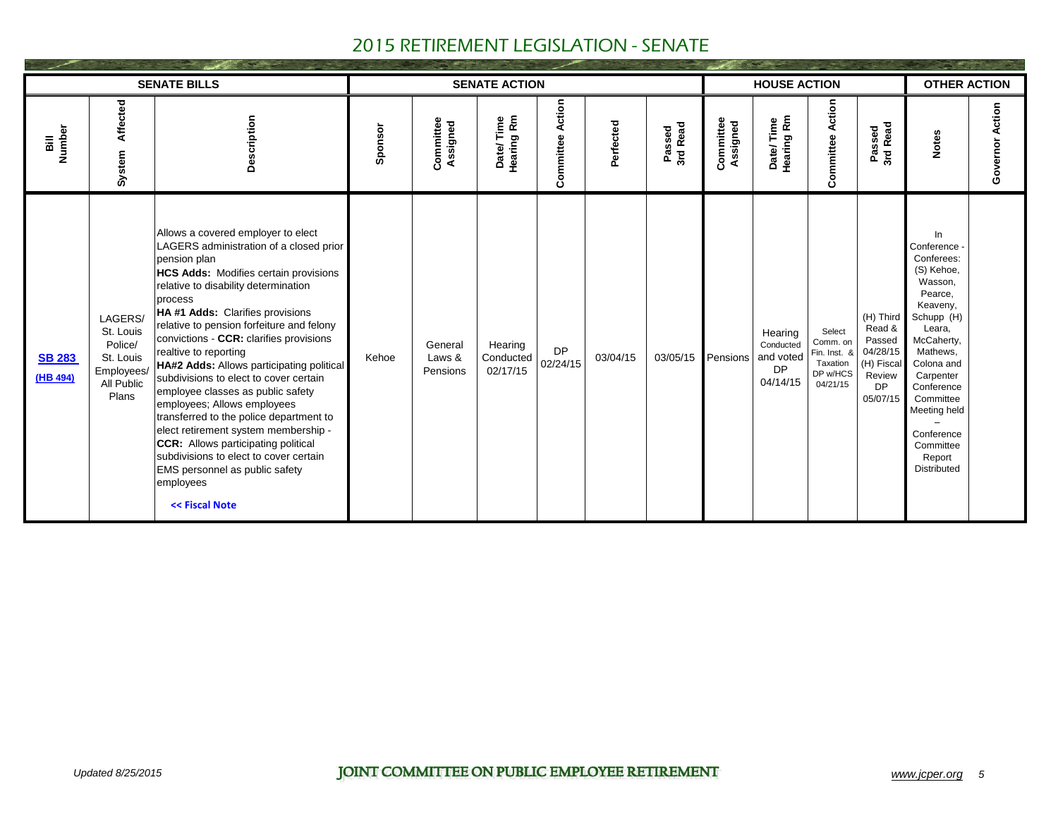# 2015 RETIREMENT LEGISLATION - SENATE

| SENATE BILLS | | | SENATE ACTION | | | | | | HOUSE ACTION | | | | OTHER ACTION | |
|---|---|---|---|---|---|---|---|---|---|---|---|---|---|---|
| Bill Number | System Affected | Description | Sponsor | Committee Assigned | Date/ Time Hearing Rm | Committee Action | Perfected | Passed 3rd Read | Committee Assigned | Date/ Time Hearing Rm | Committee Action | Passed 3rd Read | Notes | Governor Action |
| **SB 283** (HB 494) | LAGERS/ St. Louis Police/ St. Louis Employees/ All Public Plans | Allows a covered employer to elect LAGERS administration of a closed prior pension plan **HCS Adds:** Modifies certain provisions relative to disability determination process **HA #1 Adds:** Clarifies provisions relative to pension forfeiture and felony convictions - **CCR:** clarifies provisions realtive to reporting **HA#2 Adds:** Allows participating political subdivisions to elect to cover certain employee classes as public safety employees; Allows employees transferred to the police department to elect retirement system membership - **CCR:** Allows participating political subdivisions to elect to cover certain EMS personnel as public safety employees << Fiscal Note | Kehoe | General Laws & Pensions | Hearing Conducted 02/17/15 | DP 02/24/15 | 03/04/15 | 03/05/15 | Pensions | Hearing Conducted and voted DP 04/14/15 | Select Comm. on Fin. Inst. & Taxation DP w/HCS 04/21/15 | (H) Third Read & Passed 04/28/15 (H) Fiscal Review DP 05/07/15 | In Conference - Conferees: (S) Kehoe, Wasson, Pearce, Keaveny, Schupp (H) Leara, McCaherty, Mathews, Colona and Carpenter Conference Committee Meeting held – Conference Committee Report Distributed | |

*Updated 8/25/2015*

JOINT COMMITTEE ON PUBLIC EMPLOYEE RETIREMENT

www.jcper.org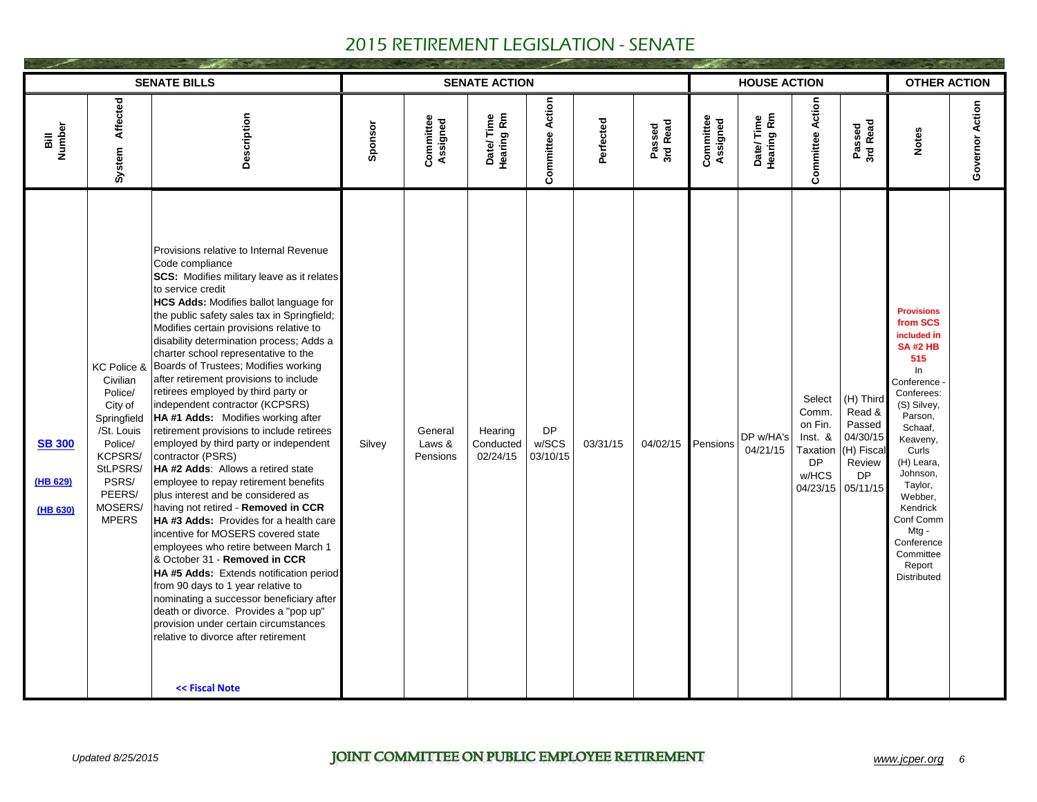# 2015 RETIREMENT LEGISLATION - SENATE

| SENATE BILLS | | | SENATE ACTION | | | | | | HOUSE ACTION | | | | OTHER ACTION | |
|---|---|---|---|---|---|---|---|---|---|---|---|---|---|---|
| **Bill Number** | **System Affected** | **Description** | **Sponsor** | **Committee Assigned** | **Date/ Time Hearing Rm** | **Committee Action** | **Perfected** | **Passed 3rd Read** | **Committee Assigned** | **Date/ Time Hearing Rm** | **Committee Action** | **Passed 3rd Read** | **Notes** | **Governor Action** |
| **SB 300** (HB 629) (HB 630) | KC Police & Civilian Police/ City of Springfield /St. Louis Police/ KCPSRS/ StLPSRS/ PSRS/ PEERS/ MOSERS/ MPERS | Provisions relative to Internal Revenue Code compliance **SCS:** Modifies military leave as it relates to service credit **HCS Adds:** Modifies ballot language for the public safety sales tax in Springfield; Modifies certain provisions relative to disability determination process; Adds a charter school representative to the Boards of Trustees; Modifies working after retirement provisions to include retirees employed by third party or independent contractor (KCPSRS) **HA #1 Adds:** Modifies working after retirement provisions to include retirees employed by third party or independent contractor (PSRS) **HA #2 Adds**: Allows a retired state employee to repay retirement benefits plus interest and be considered as having not retired - **Removed in CCR** **HA #3 Adds:** Provides for a health care incentive for MOSERS covered state employees who retire between March 1 & October 31 - **Removed in CCR** **HA #5 Adds:** Extends notification period from 90 days to 1 year relative to nominating a successor beneficiary after death or divorce. Provides a "pop up" provision under certain circumstances relative to divorce after retirement **<< Fiscal Note** | Silvey | General Laws & Pensions | Hearing Conducted 02/24/15 | DP w/SCS 03/10/15 | 03/31/15 | 04/02/15 | Pensions | DP w/HA's 04/21/15 | Select Comm. on Fin. Inst. & Taxation DP w/HCS 04/23/15 | (H) Third Read & Passed 04/30/15 (H) Fiscal Review DP 05/11/15 | **Provisions from SCS included in SA #2 HB 515** In Conference - Conferees: (S) Silvey, Parson, Schaaf, Keaveny, Curls (H) Leara, Johnson, Taylor, Webber, Kendrick Conf Comm Mtg - Conference Committee Report Distributed | |

*Updated 8/25/2015* JOINT COMMITTEE ON PUBLIC EMPLOYEE RETIREMENT www.jcper.org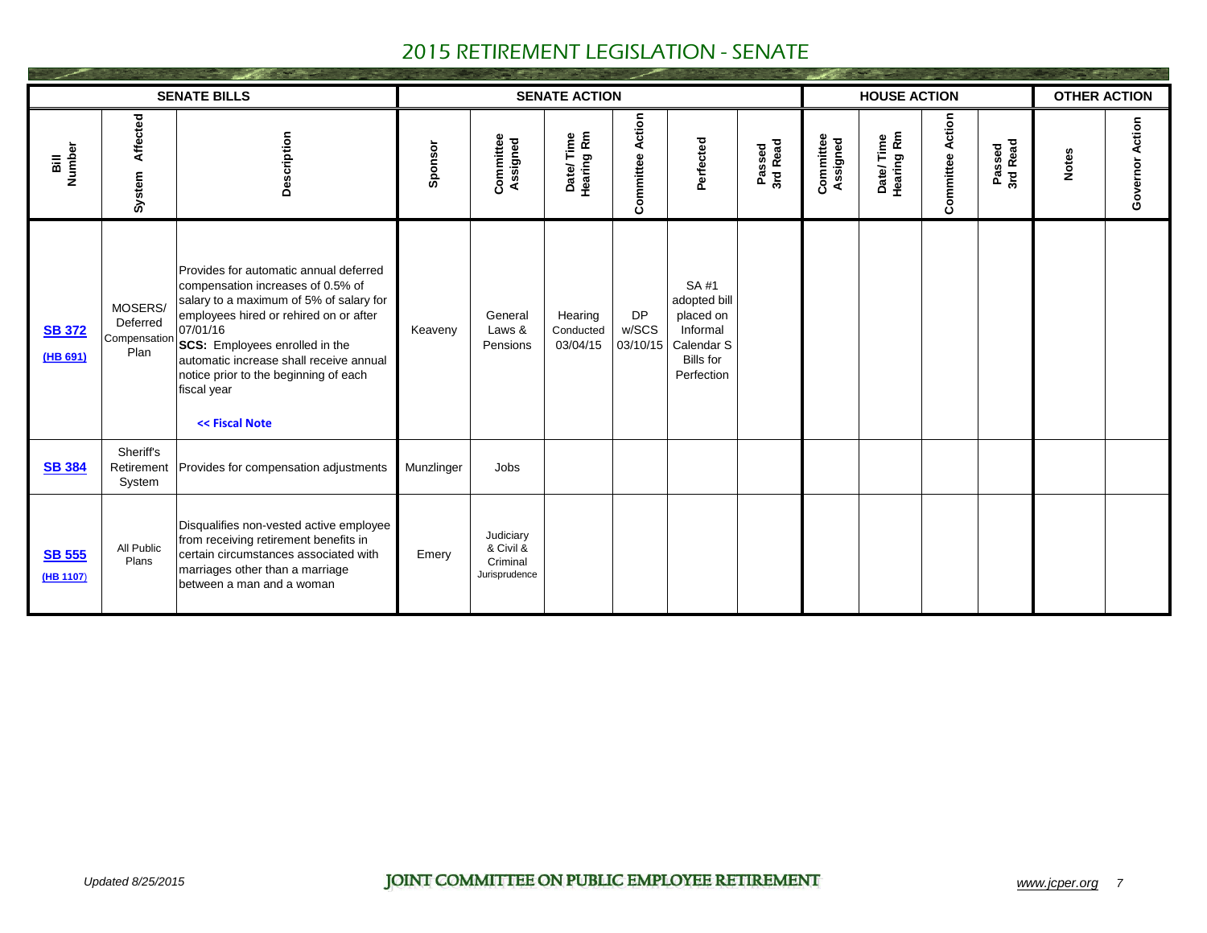# 2015 RETIREMENT LEGISLATION - SENATE

| SENATE BILLS | | | SENATE ACTION | | | | | | HOUSE ACTION | | | | OTHER ACTION | |
|---|---|---|---|---|---|---|---|---|---|---|---|---|---|---|
| Bill Number | System Affected | Description | Sponsor | Committee Assigned | Date/Time Hearing Rm | Committee Action | Perfected | Passed 3rd Read | Committee Assigned | Date/Time Hearing Rm | Committee Action | Passed 3rd Read | Notes | Governor Action |
| SB 372 (HB 691) | MOSERS/ Deferred Compensation Plan | Provides for automatic annual deferred compensation increases of 0.5% of salary to a maximum of 5% of salary for employees hired or rehired on or after 07/01/16 **SCS:** Employees enrolled in the automatic increase shall receive annual notice prior to the beginning of each fiscal year << Fiscal Note | Keaveny | General Laws & Pensions | Hearing Conducted 03/04/15 | DP w/SCS 03/10/15 | SA #1 adopted bill placed on Informal Calendar S Bills for Perfection | | | | | | | |
| SB 384 | Sheriff's Retirement System | Provides for compensation adjustments | Munzlinger | Jobs | | | | | | | | | | |
| SB 555 (HB 1107) | All Public Plans | Disqualifies non-vested active employee from receiving retirement benefits in certain circumstances associated with marriages other than a marriage between a man and a woman | Emery | Judiciary & Civil & Criminal Jurisprudence | | | | | | | | | | |

*Updated 8/25/2015*

JOINT COMMITTEE ON PUBLIC EMPLOYEE RETIREMENT

*www.jcper.org*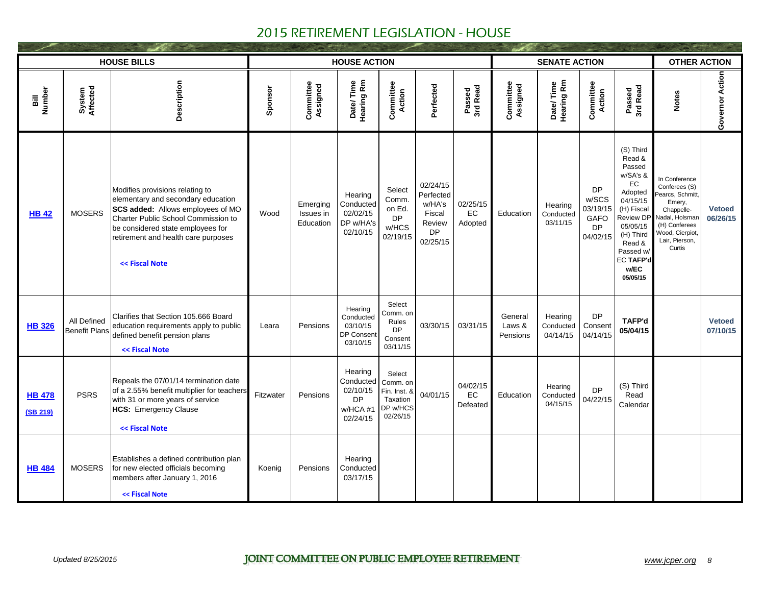# 2015 RETIREMENT LEGISLATION - HOUSE

| HOUSE BILLS | | | HOUSE ACTION | | | | | | SENATE ACTION | | | | OTHER ACTION | |
|---|---|---|---|---|---|---|---|---|---|---|---|---|---|---|
| Bill Number | System Affected | Description | Sponsor | Committee Assigned | Date/ Time Hearing Rm | Committee Action | Perfected | Passed 3rd Read | Committee Assigned | Date/ Time Hearing Rm | Committee Action | Passed 3rd Read | Notes | Governor Action |
| **HB 42** | MOSERS | Modifies provisions relating to elementary and secondary education **SCS added:** Allows employees of MO Charter Public School Commission to be considered state employees for retirement and health care purposes **<< Fiscal Note** | Wood | Emerging Issues in Education | Hearing Conducted 02/02/15 DP w/HA's 02/10/15 | Select Comm. on Ed. DP w/HCS 02/19/15 | 02/24/15 Perfected w/HA's Fiscal Review DP 02/25/15 | 02/25/15 EC Adopted | Education | Hearing Conducted 03/11/15 | DP w/SCS 03/19/15 GAFO DP 04/02/15 | (S) Third Read & Passed w/SA's & EC Adopted 04/15/15 (H) Fiscal Review DP 05/05/15 (H) Third Read & Passed w/ EC **TAFP'd w/EC 05/05/15** | In Conference Conferees (S) Pearcs, Schmitt, Emery, Chappelle-Nadal, Holsman (H) Conferees Wood, Cierpiot, Lair, Pierson, Curtis | **Vetoed 06/26/15** |
| **HB 326** | All Defined Benefit Plans | Clarifies that Section 105.666 Board education requirements apply to public defined benefit pension plans **<< Fiscal Note** | Leara | Pensions | Hearing Conducted 03/10/15 DP Consent 03/10/15 | Select Comm. on Rules DP Consent 03/11/15 | 03/30/15 | 03/31/15 | General Laws & Pensions | Hearing Conducted 04/14/15 | DP Consent 04/14/15 | **TAFP'd 05/04/15** | | **Vetoed 07/10/15** |
| **HB 478** **(SB 219)** | PSRS | Repeals the 07/01/14 termination date of a 2.55% benefit multiplier for teachers with 31 or more years of service **HCS:** Emergency Clause **<< Fiscal Note** | Fitzwater | Pensions | Hearing Conducted 02/10/15 DP w/HCA #1 02/24/15 | Select Comm. on Fin. Inst. & Taxation DP w/HCS 02/26/15 | 04/01/15 | 04/02/15 EC Defeated | Education | Hearing Conducted 04/15/15 | DP 04/22/15 | (S) Third Read Calendar | | |
| **HB 484** | MOSERS | Establishes a defined contribution plan for new elected officials becoming members after January 1, 2016 **<< Fiscal Note** | Koenig | Pensions | Hearing Conducted 03/17/15 | | | | | | | | | |

*Updated 8/25/2015* JOINT COMMITTEE ON PUBLIC EMPLOYEE RETIREMENT *www.jcper.org*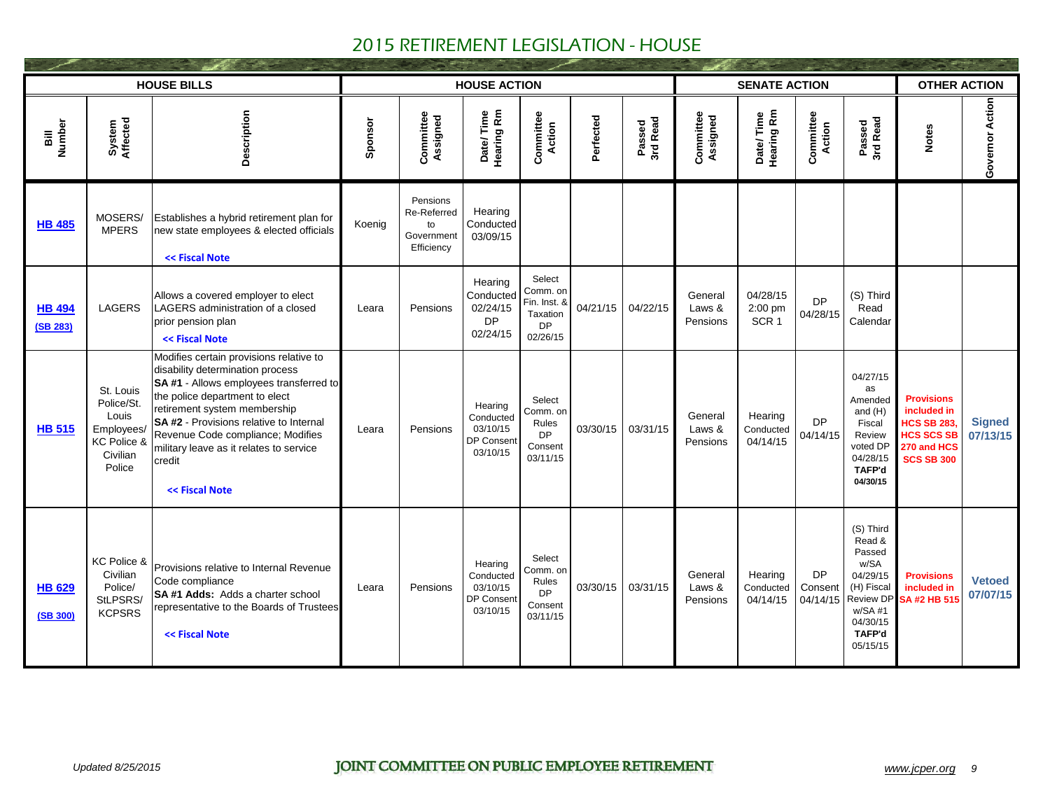# 2015 RETIREMENT LEGISLATION - HOUSE

| HOUSE BILLS | | | HOUSE ACTION | | | | | | SENATE ACTION | | | | OTHER ACTION | |
|---|---|---|---|---|---|---|---|---|---|---|---|---|---|---|
| Bill Number | System Affected | Description | Sponsor | Committee Assigned | Date/ Time Hearing Rm | Committee Action | Perfected | Passed 3rd Read | Committee Assigned | Date/ Time Hearing Rm | Committee Action | Passed 3rd Read | Notes | Governor Action |
| **HB 485** | MOSERS/ MPERS | Establishes a hybrid retirement plan for new state employees & elected officials **<< Fiscal Note** | Koenig | Pensions Re-Referred to Government Efficiency | Hearing Conducted 03/09/15 | | | | | | | | | |
| **HB 494** (SB 283) | LAGERS | Allows a covered employer to elect LAGERS administration of a closed prior pension plan **<< Fiscal Note** | Leara | Pensions | Hearing Conducted 02/24/15 DP 02/24/15 | Select Comm. on Fin. Inst. & Taxation DP 02/26/15 | 04/21/15 | 04/22/15 | General Laws & Pensions | 04/28/15 2:00 pm SCR 1 | DP 04/28/15 | (S) Third Read Calendar | | |
| **HB 515** | St. Louis Police/St. Louis Employees/ KC Police & Civilian Police | Modifies certain provisions relative to disability determination process **SA #1** - Allows employees transferred to the police department to elect retirement system membership **SA #2** - Provisions relative to Internal Revenue Code compliance; Modifies military leave as it relates to service credit **<< Fiscal Note** | Leara | Pensions | Hearing Conducted 03/10/15 DP Consent 03/10/15 | Select Comm. on Rules DP Consent 03/11/15 | 03/30/15 | 03/31/15 | General Laws & Pensions | Hearing Conducted 04/14/15 | DP 04/14/15 | 04/27/15 as Amended and (H) Fiscal Review voted DP 04/28/15 **TAFP'd 04/30/15** | **Provisions included in HCS SB 283, HCS SCS SB 270 and HCS SCS SB 300** | **Signed 07/13/15** |
| **HB 629** (SB 300) | KC Police & Civilian Police/ StLPSRS/ KCPSRS | Provisions relative to Internal Revenue Code compliance **SA #1 Adds:** Adds a charter school representative to the Boards of Trustees **<< Fiscal Note** | Leara | Pensions | Hearing Conducted 03/10/15 DP Consent 03/10/15 | Select Comm. on Rules DP Consent 03/11/15 | 03/30/15 | 03/31/15 | General Laws & Pensions | Hearing Conducted 04/14/15 | DP Consent 04/14/15 | (S) Third Read & Passed w/SA 04/29/15 (H) Fiscal Review DP w/SA #1 04/30/15 **TAFP'd** 05/15/15 | **Provisions included in SA #2 HB 515** | **Vetoed 07/07/15** |

*Updated 8/25/2015* JOINT COMMITTEE ON PUBLIC EMPLOYEE RETIREMENT *www.jcper.org*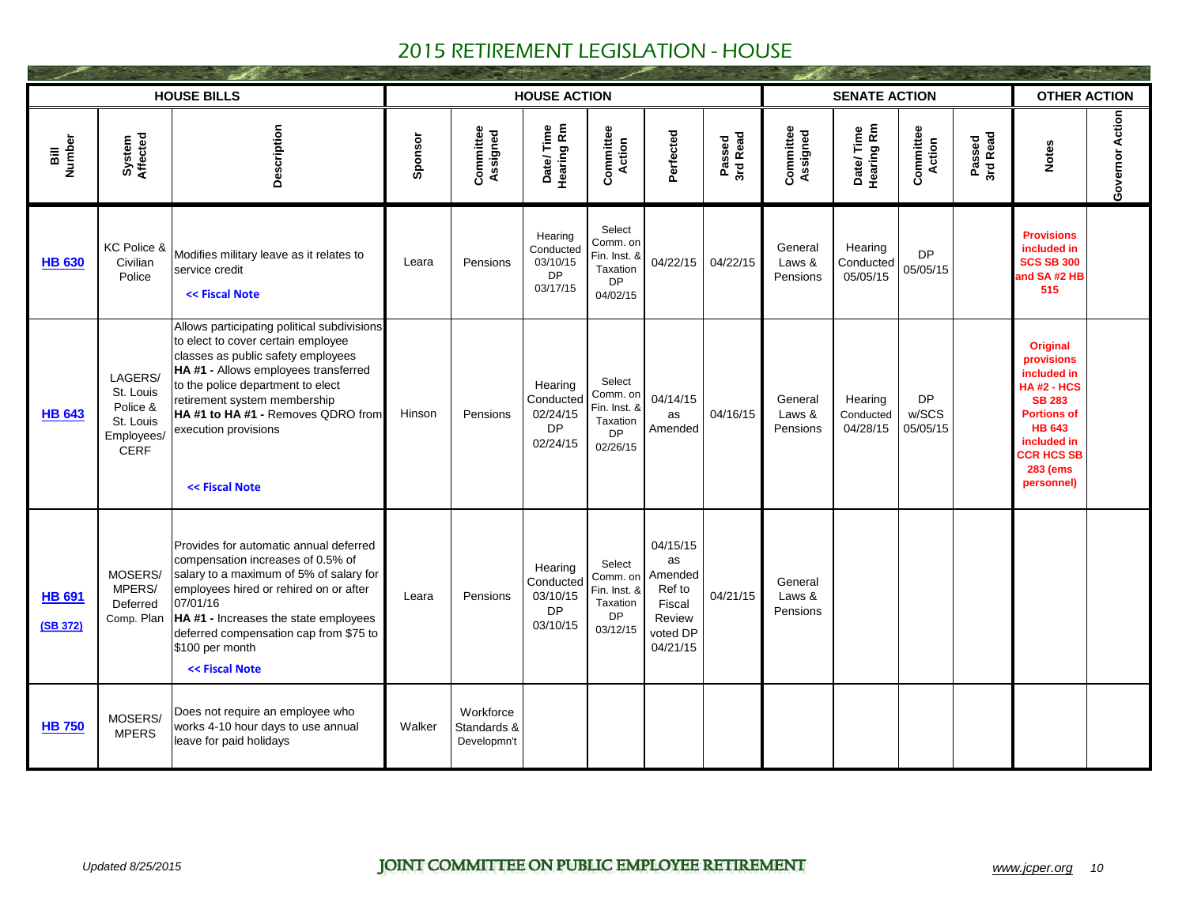# 2015 RETIREMENT LEGISLATION - HOUSE

| HOUSE BILLS | | | HOUSE ACTION | | | | | | SENATE ACTION | | | | OTHER ACTION | |
|---|---|---|---|---|---|---|---|---|---|---|---|---|---|---|
| Bill Number | System Affected | Description | Sponsor | Committee Assigned | Date/ Time Hearing Rm | Committee Action | Perfected | Passed 3rd Read | Committee Assigned | Date/ Time Hearing Rm | Committee Action | Passed 3rd Read | Notes | Governor Action |
| **HB 630** | KC Police & Civilian Police | Modifies military leave as it relates to service credit<br>**<< Fiscal Note** | Leara | Pensions | Hearing Conducted 03/10/15 DP 03/17/15 | Select Comm. on Fin. Inst. & Taxation DP 04/02/15 | 04/22/15 | 04/22/15 | General Laws & Pensions | Hearing Conducted 05/05/15 | DP 05/05/15 | | **Provisions included in SCS SB 300 and SA #2 HB 515** | |
| **HB 643** | LAGERS/ St. Louis Police & St. Louis Employees/ CERF | Allows participating political subdivisions to elect to cover certain employee classes as public safety employees<br>**HA #1 -** Allows employees transferred to the police department to elect retirement system membership<br>**HA #1 to HA #1 -** Removes QDRO from execution provisions<br>**<< Fiscal Note** | Hinson | Pensions | Hearing Conducted 02/24/15 DP 02/24/15 | Select Comm. on Fin. Inst. & Taxation DP 02/26/15 | 04/14/15 as Amended | 04/16/15 | General Laws & Pensions | Hearing Conducted 04/28/15 | DP w/SCS 05/05/15 | | **Original provisions included in HA #2 - HCS SB 283 Portions of HB 643 included in CCR HCS SB 283 (ems personnel)** | |
| **HB 691**<br>**(SB 372)** | MOSERS/ MPERS/ Deferred Comp. Plan | Provides for automatic annual deferred compensation increases of 0.5% of salary to a maximum of 5% of salary for employees hired or rehired on or after 07/01/16<br>**HA #1 -** Increases the state employees deferred compensation cap from $75 to $100 per month<br>**<< Fiscal Note** | Leara | Pensions | Hearing Conducted 03/10/15 DP 03/10/15 | Select Comm. on Fin. Inst. & Taxation DP 03/12/15 | 04/15/15 as Amended Ref to Fiscal Review voted DP 04/21/15 | 04/21/15 | General Laws & Pensions | | | | | |
| **HB 750** | MOSERS/ MPERS | Does not require an employee who works 4-10 hour days to use annual leave for paid holidays | Walker | Workforce Standards & Developmn't | | | | | | | | | | |

*Updated 8/25/2015*

JOINT COMMITTEE ON PUBLIC EMPLOYEE RETIREMENT

www.jcper.org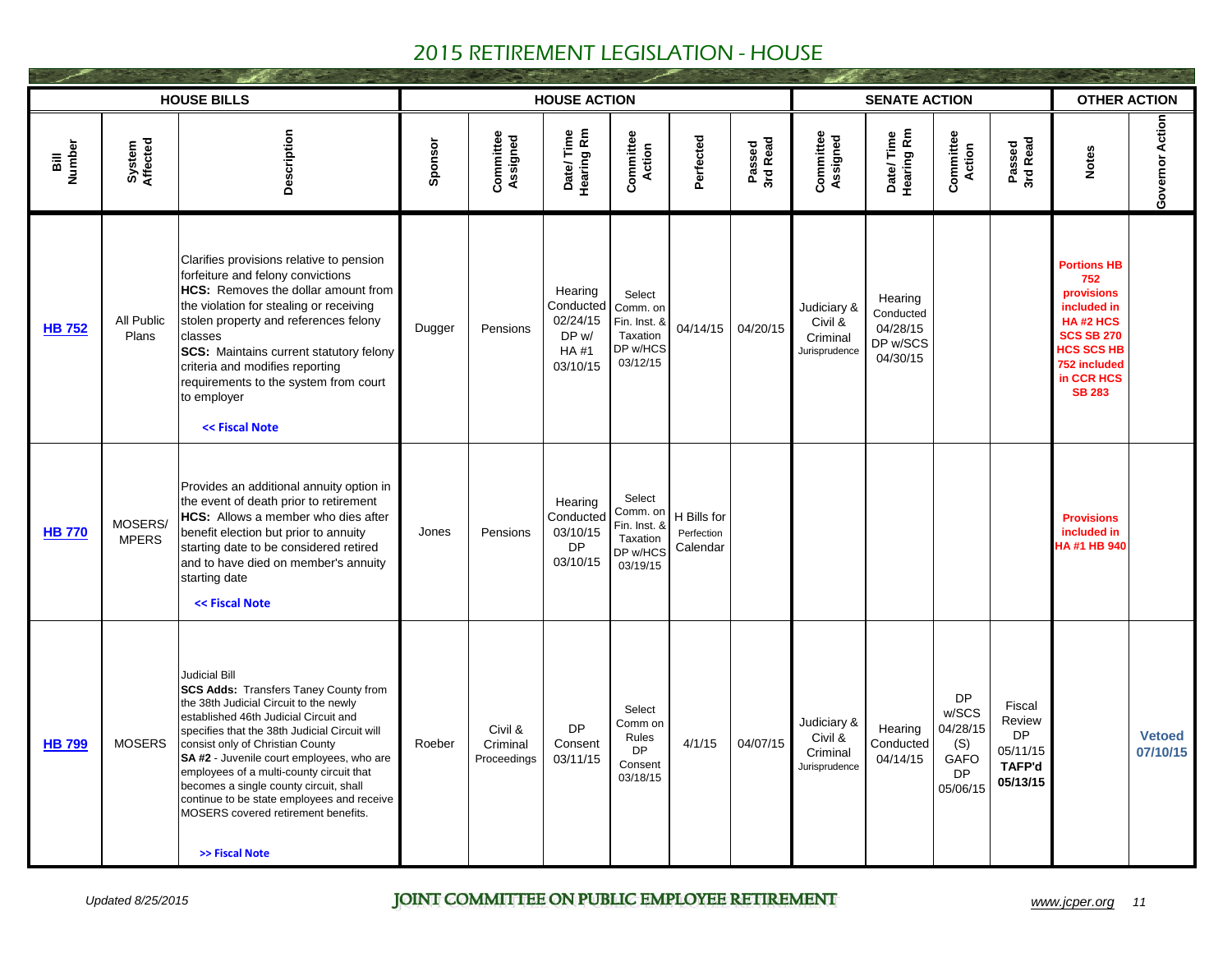# 2015 RETIREMENT LEGISLATION - HOUSE

| HOUSE BILLS | | | HOUSE ACTION | | | | | | SENATE ACTION | | | | OTHER ACTION | |
|---|---|---|---|---|---|---|---|---|---|---|---|---|---|---|
| **Bill Number** | **System Affected** | **Description** | **Sponsor** | **Committee Assigned** | **Date/ Time Hearing Rm** | **Committee Action** | **Perfected** | **Passed 3rd Read** | **Committee Assigned** | **Date/ Time Hearing Rm** | **Committee Action** | **Passed 3rd Read** | **Notes** | **Governor Action** |
| **HB 752** | All Public Plans | Clarifies provisions relative to pension forfeiture and felony convictions **HCS:** Removes the dollar amount from the violation for stealing or receiving stolen property and references felony classes **SCS:** Maintains current statutory felony criteria and modifies reporting requirements to the system from court to employer << Fiscal Note | Dugger | Pensions | Hearing Conducted 02/24/15 DP w/ HA #1 03/10/15 | Select Comm. on Fin. Inst. & Taxation DP w/HCS 03/12/15 | 04/14/15 | 04/20/15 | Judiciary & Civil & Criminal Jurisprudence | Hearing Conducted 04/28/15 DP w/SCS 04/30/15 | | | **Portions HB 752 provisions included in HA #2 HCS SCS SB 270 HCS SCS HB 752 included in CCR HCS SB 283** | |
| **HB 770** | MOSERS/ MPERS | Provides an additional annuity option in the event of death prior to retirement **HCS:** Allows a member who dies after benefit election but prior to annuity starting date to be considered retired and to have died on member's annuity starting date << Fiscal Note | Jones | Pensions | Hearing Conducted 03/10/15 DP 03/10/15 | Select Comm. on Fin. Inst. & Taxation DP w/HCS 03/19/15 | H Bills for Perfection Calendar | | | | | | **Provisions included in HA #1 HB 940** | |
| **HB 799** | MOSERS | Judicial Bill **SCS Adds:** Transfers Taney County from the 38th Judicial Circuit to the newly established 46th Judicial Circuit and specifies that the 38th Judicial Circuit will consist only of Christian County **SA #2** - Juvenile court employees, who are employees of a multi-county circuit that becomes a single county circuit, shall continue to be state employees and receive MOSERS covered retirement benefits. >> Fiscal Note | Roeber | Civil & Criminal Proceedings | DP Consent 03/11/15 | Select Comm on Rules DP Consent 03/18/15 | 4/1/15 | 04/07/15 | Judiciary & Civil & Criminal Jurisprudence | Hearing Conducted 04/14/15 | DP w/SCS 04/28/15 (S) GAFO DP 05/06/15 | Fiscal Review DP 05/11/15 **TAFP'd 05/13/15** | | **Vetoed 07/10/15** |

*Updated 8/25/2015*

JOINT COMMITTEE ON PUBLIC EMPLOYEE RETIREMENT

www.jcper.org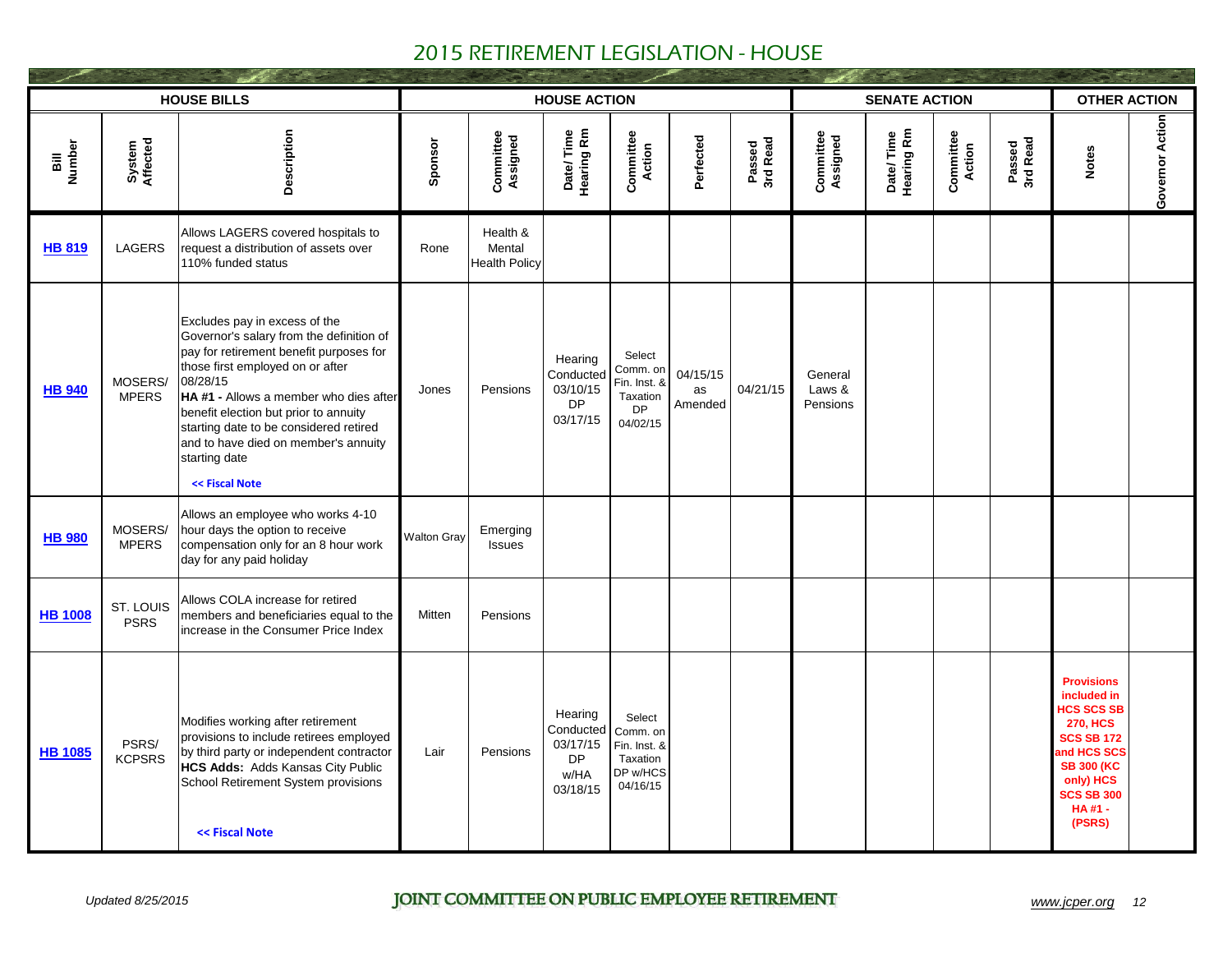# 2015 RETIREMENT LEGISLATION - HOUSE

| HOUSE BILLS | | | HOUSE ACTION | | | | | | SENATE ACTION | | | | OTHER ACTION | |
|---|---|---|---|---|---|---|---|---|---|---|---|---|---|---|
| Bill Number | System Affected | Description | Sponsor | Committee Assigned | Date/ Time Hearing Rm | Committee Action | Perfected | Passed 3rd Read | Committee Assigned | Date/ Time Hearing Rm | Committee Action | Passed 3rd Read | Notes | Governor Action |
| **HB 819** | LAGERS | Allows LAGERS covered hospitals to request a distribution of assets over 110% funded status | Rone | Health & Mental Health Policy | | | | | | | | | | |
| **HB 940** | MOSERS/ MPERS | Excludes pay in excess of the Governor's salary from the definition of pay for retirement benefit purposes for those first employed on or after 08/28/15 **HA #1 -** Allows a member who dies after benefit election but prior to annuity starting date to be considered retired and to have died on member's annuity starting date << Fiscal Note | Jones | Pensions | Hearing Conducted 03/10/15 DP 03/17/15 | Select Comm. on Fin. Inst. & Taxation DP 04/02/15 | 04/15/15 as Amended | 04/21/15 | General Laws & Pensions | | | | | |
| **HB 980** | MOSERS/ MPERS | Allows an employee who works 4-10 hour days the option to receive compensation only for an 8 hour work day for any paid holiday | Walton Gray | Emerging Issues | | | | | | | | | | |
| **HB 1008** | ST. LOUIS PSRS | Allows COLA increase for retired members and beneficiaries equal to the increase in the Consumer Price Index | Mitten | Pensions | | | | | | | | | | |
| **HB 1085** | PSRS/ KCPSRS | Modifies working after retirement provisions to include retirees employed by third party or independent contractor **HCS Adds:** Adds Kansas City Public School Retirement System provisions << Fiscal Note | Lair | Pensions | Hearing Conducted 03/17/15 DP w/HA 03/18/15 | Select Comm. on Fin. Inst. & Taxation DP w/HCS 04/16/15 | | | | | | | **Provisions included in HCS SCS SB 270, HCS SCS SB 172 and HCS SCS SB 300 (KC only) HCS SCS SB 300 HA #1 - (PSRS)** | |

*Updated 8/25/2015* JOINT COMMITTEE ON PUBLIC EMPLOYEE RETIREMENT *www.jcper.org*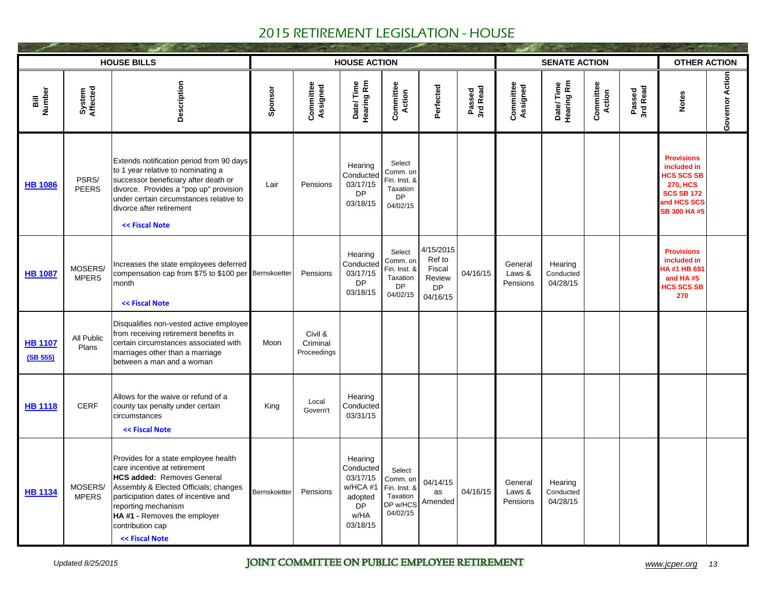# 2015 RETIREMENT LEGISLATION - HOUSE

| HOUSE BILLS | | | HOUSE ACTION | | | | | | SENATE ACTION | | | | OTHER ACTION | |
|---|---|---|---|---|---|---|---|---|---|---|---|---|---|---|
| Bill Number | System Affected | Description | Sponsor | Committee Assigned | Date/ Time Hearing Rm | Committee Action | Perfected | Passed 3rd Read | Committee Assigned | Date/ Time Hearing Rm | Committee Action | Passed 3rd Read | Notes | Governor Action |
| **HB 1086** | PSRS/ PEERS | Extends notification period from 90 days to 1 year relative to nominating a successor beneficiary after death or divorce. Provides a "pop up" provision under certain circumstances relative to divorce after retirement **<< Fiscal Note** | Lair | Pensions | Hearing Conducted 03/17/15 DP 03/18/15 | Select Comm. on Fin. Inst. & Taxation DP 04/02/15 | | | | | | | **Provisions included in HCS SCS SB 270, HCS SCS SB 172 and HCS SCS SB 300 HA #5** | |
| **HB 1087** | MOSERS/ MPERS | Increases the state employees deferred compensation cap from $75 to $100 per month **<< Fiscal Note** | Bernskoetter | Pensions | Hearing Conducted 03/17/15 DP 03/18/15 | Select Comm. on Fin. Inst. & Taxation DP 04/02/15 | 4/15/2015 Ref to Fiscal Review DP 04/16/15 | 04/16/15 | General Laws & Pensions | Hearing Conducted 04/28/15 | | | **Provisions included in HA #1 HB 691 and HA #5 HCS SCS SB 270** | |
| **HB 1107** **(SB 555)** | All Public Plans | Disqualifies non-vested active employee from receiving retirement benefits in certain circumstances associated with marriages other than a marriage between a man and a woman | Moon | Civil & Criminal Proceedings | | | | | | | | | | |
| **HB 1118** | CERF | Allows for the waive or refund of a county tax penalty under certain circumstances **<< Fiscal Note** | King | Local Govern't | Hearing Conducted 03/31/15 | | | | | | | | | |
| **HB 1134** | MOSERS/ MPERS | Provides for a state employee health care incentive at retirement **HCS added:** Removes General Assembly & Elected Officials; changes participation dates of incentive and reporting mechanism **HA #1 -** Removes the employer contribution cap **<< Fiscal Note** | Bernskoetter | Pensions | Hearing Conducted 03/17/15 w/HCA #1 adopted DP w/HA 03/18/15 | Select Comm. on Fin. Inst. & Taxation DP w/HCS 04/02/15 | 04/14/15 as Amended | 04/16/15 | General Laws & Pensions | Hearing Conducted 04/28/15 | | | | |

*Updated 8/25/2015*

JOINT COMMITTEE ON PUBLIC EMPLOYEE RETIREMENT

www.jcper.org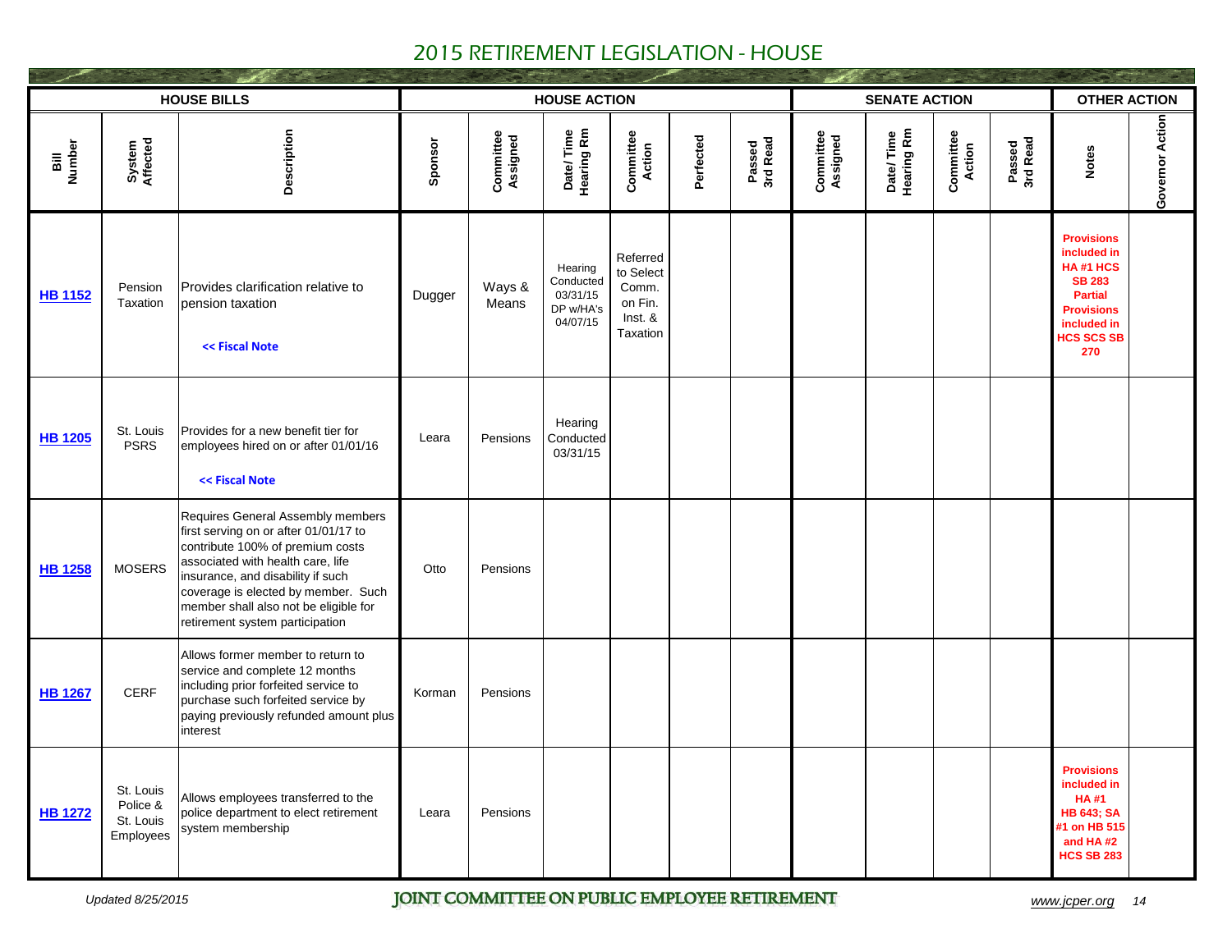# 2015 RETIREMENT LEGISLATION - HOUSE

| HOUSE BILLS | | | HOUSE ACTION | | | | | | SENATE ACTION | | | | OTHER ACTION | |
|---|---|---|---|---|---|---|---|---|---|---|---|---|---|---|
| Bill Number | System Affected | Description | Sponsor | Committee Assigned | Date/ Time Hearing Rm | Committee Action | Perfected | Passed 3rd Read | Committee Assigned | Date/ Time Hearing Rm | Committee Action | Passed 3rd Read | Notes | Governor Action |
| **HB 1152** | Pension Taxation | Provides clarification relative to pension taxation<br><br>**<< Fiscal Note** | Dugger | Ways & Means | Hearing Conducted 03/31/15 DP w/HA's 04/07/15 | Referred to Select Comm. on Fin. Inst. & Taxation | | | | | | | **Provisions included in HA #1 HCS SB 283 Partial Provisions included in HCS SCS SB 270** | |
| **HB 1205** | St. Louis PSRS | Provides for a new benefit tier for employees hired on or after 01/01/16<br><br>**<< Fiscal Note** | Leara | Pensions | Hearing Conducted 03/31/15 | | | | | | | | | |
| **HB 1258** | MOSERS | Requires General Assembly members first serving on or after 01/01/17 to contribute 100% of premium costs associated with health care, life insurance, and disability if such coverage is elected by member. Such member shall also not be eligible for retirement system participation | Otto | Pensions | | | | | | | | | | |
| **HB 1267** | CERF | Allows former member to return to service and complete 12 months including prior forfeited service to purchase such forfeited service by paying previously refunded amount plus interest | Korman | Pensions | | | | | | | | | | |
| **HB 1272** | St. Louis Police & St. Louis Employees | Allows employees transferred to the police department to elect retirement system membership | Leara | Pensions | | | | | | | | | **Provisions included in HA #1 HB 643; SA #1 on HB 515 and HA #2 HCS SB 283** | |

*Updated 8/25/2015*

JOINT COMMITTEE ON PUBLIC EMPLOYEE RETIREMENT

www.jcper.org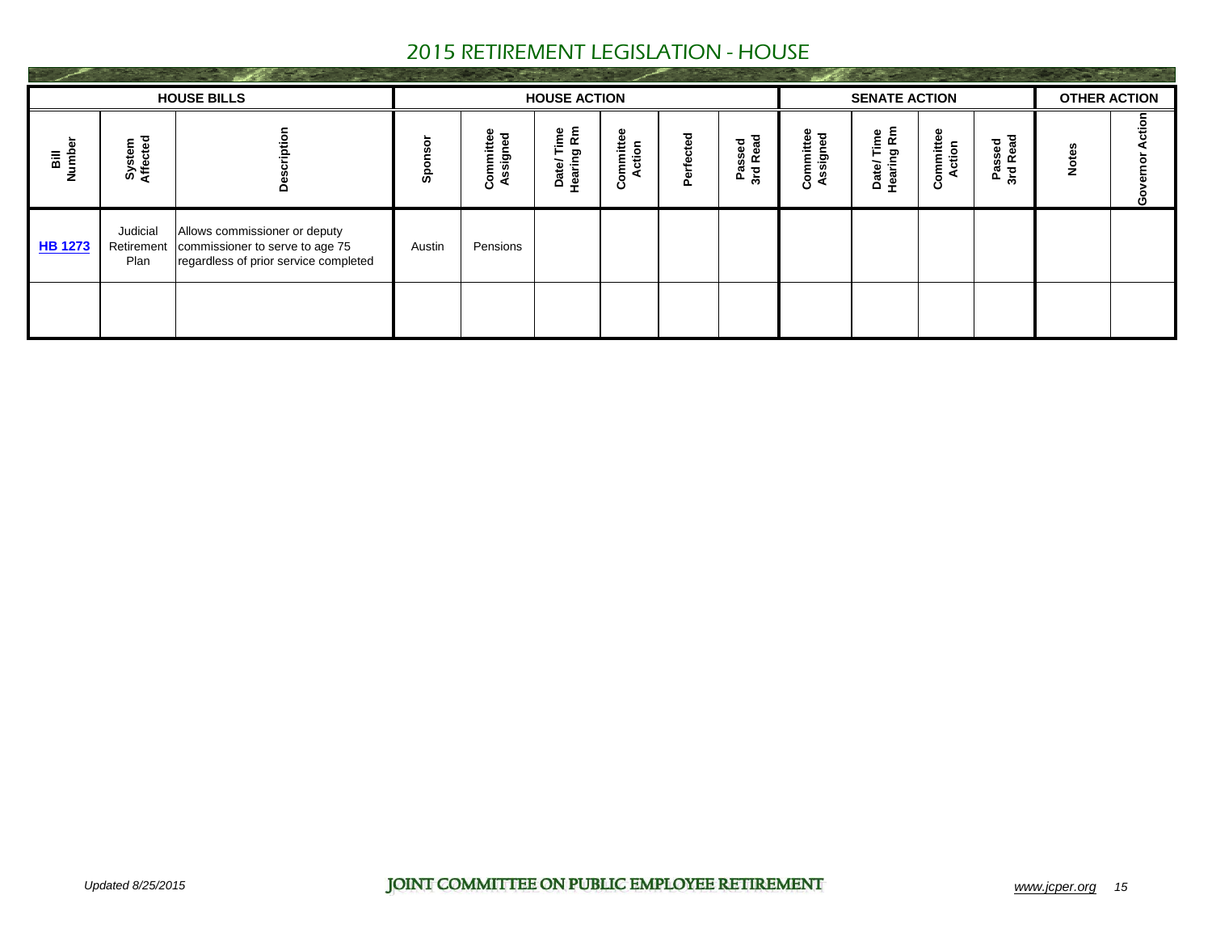# 2015 RETIREMENT LEGISLATION - HOUSE

| HOUSE BILLS | | | HOUSE ACTION | | | | | | SENATE ACTION | | | | OTHER ACTION | |
|---|---|---|---|---|---|---|---|---|---|---|---|---|---|---|
| Bill Number | System Affected | Description | Sponsor | Committee Assigned | Date/ Time Hearing Rm | Committee Action | Perfected | Passed 3rd Read | Committee Assigned | Date/ Time Hearing Rm | Committee Action | Passed 3rd Read | Notes | Governor Action |
| **HB 1273** | Judicial Retirement Plan | Allows commissioner or deputy commissioner to serve to age 75 regardless of prior service completed | Austin | Pensions | | | | | | | | | | |
| | | | | | | | | | | | | | | |

*Updated 8/25/2015*

JOINT COMMITTEE ON PUBLIC EMPLOYEE RETIREMENT

*www.jcper.org*